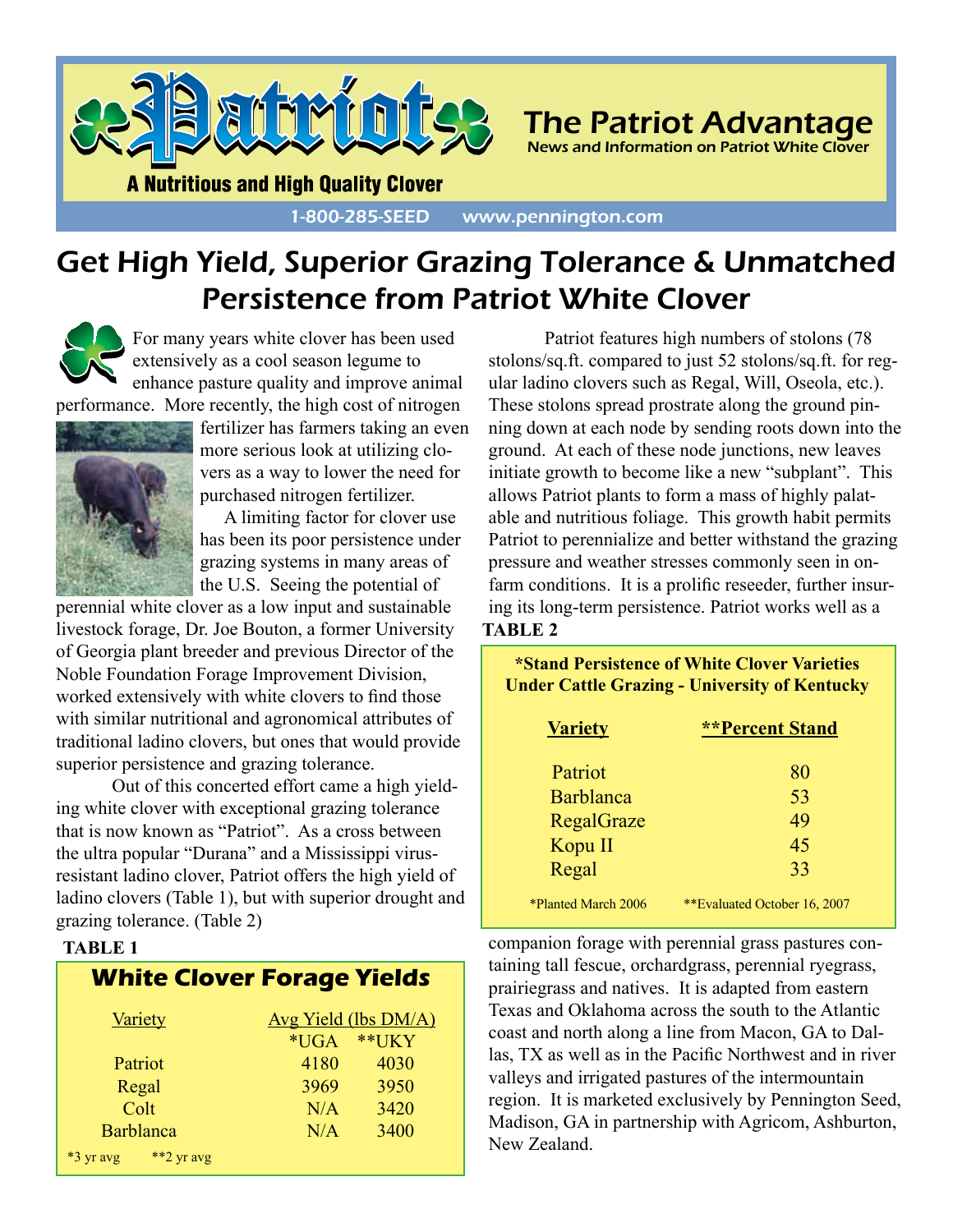# Patriot

**A Nutritious and High Quality Clover**

## The Patriot Advantage

News and Information on Patriot White Clover

1-800-285-SEED www.pennington.com

# Get High Yield, Superior Grazing Tolerance & Unmatched Persistence from Patriot White Clover

For many years white clover has been used extensively as a cool season legume to enhance pasture quality and improve animal performance. More recently, the high cost of nitrogen fertilizer has farmers taking an even more serious look at utilizing clovers as a way to lower the need for purchased nitrogen fertilizer.

A limiting factor for clover use has been its poor persistence under grazing systems in many areas of the U.S. Seeing the potential of perennial white clover as a low input and sustainable livestock forage, Dr. Joe Bouton, a former University of Georgia plant breeder and previous Director of the Noble Foundation Forage Improvement Division, worked extensively with white clovers to find those with similar nutritional and agronomical attributes of traditional ladino clovers, but ones that would provide superior persistence and grazing tolerance.

Out of this concerted effort came a high yielding white clover with exceptional grazing tolerance that is now known as "Patriot". As a cross between the ultra popular "Durana" and a Mississippi virus-resistant ladino clover, Patriot offers the high yield of ladino clovers (Table 1), but with superior drought and grazing tolerance. (Table 2)

**TABLE 1**

**White Clover Forage Yields**

| Variety | Avg Yield (lbs DM/A) | |
|---|---|---|
| | *UGA | **UKY |
| Patriot | 4180 | 4030 |
| Regal | 3969 | 3950 |
| Colt | N/A | 3420 |
| Barblanca | N/A | 3400 |

*3 yr avg **2 yr avg

Patriot features high numbers of stolons (78 stolons/sq.ft. compared to just 52 stolons/sq.ft. for regular ladino clovers such as Regal, Will, Oseola, etc.). These stolons spread prostrate along the ground pinning down at each node by sending roots down into the ground. At each of these node junctions, new leaves initiate growth to become like a new "subplant". This allows Patriot plants to form a mass of highly palatable and nutritious foliage. This growth habit permits Patriot to perennialize and better withstand the grazing pressure and weather stresses commonly seen in on-farm conditions. It is a prolific reseeder, further insuring its long-term persistence. Patriot works well as a companion forage with perennial grass pastures containing tall fescue, orchardgrass, perennial ryegrass, prairiegrass and natives. It is adapted from eastern Texas and Oklahoma across the south to the Atlantic coast and north along a line from Macon, GA to Dallas, TX as well as in the Pacific Northwest and in river valleys and irrigated pastures of the intermountain region. It is marketed exclusively by Pennington Seed, Madison, GA in partnership with Agricom, Ashburton, New Zealand.

**TABLE 2**

**\*Stand Persistence of White Clover Varieties Under Cattle Grazing - University of Kentucky**

| Variety | **Percent Stand |
|---|---|
| Patriot | 80 |
| Barblanca | 53 |
| RegalGraze | 49 |
| Kopu II | 45 |
| Regal | 33 |

*Planted March 2006 **Evaluated October 16, 2007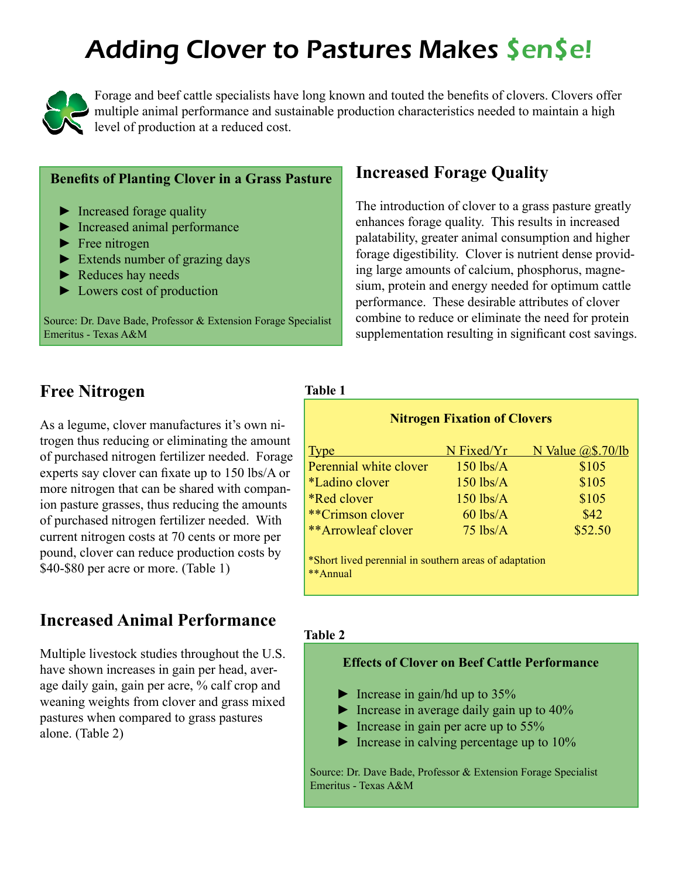# Adding Clover to Pastures Makes $en$e!

Forage and beef cattle specialists have long known and touted the benefits of clovers. Clovers offer multiple animal performance and sustainable production characteristics needed to maintain a high level of production at a reduced cost.

**Benefits of Planting Clover in a Grass Pasture**

- Increased forage quality
- Increased animal performance
- Free nitrogen
- Extends number of grazing days
- Reduces hay needs
- Lowers cost of production

Source: Dr. Dave Bade, Professor & Extension Forage Specialist Emeritus - Texas A&M

## Increased Forage Quality

The introduction of clover to a grass pasture greatly enhances forage quality. This results in increased palatability, greater animal consumption and higher forage digestibility. Clover is nutrient dense providing large amounts of calcium, phosphorus, magnesium, protein and energy needed for optimum cattle performance. These desirable attributes of clover combine to reduce or eliminate the need for protein supplementation resulting in significant cost savings.

## Free Nitrogen

As a legume, clover manufactures it's own nitrogen thus reducing or eliminating the amount of purchased nitrogen fertilizer needed. Forage experts say clover can fixate up to 150 lbs/A or more nitrogen that can be shared with companion pasture grasses, thus reducing the amounts of purchased nitrogen fertilizer needed. With current nitrogen costs at 70 cents or more per pound, clover can reduce production costs by $40-$80 per acre or more. (Table 1)

**Table 1**

**Nitrogen Fixation of Clovers**

| Type | N Fixed/Yr | N Value @$.70/lb |
|---|---|---|
| Perennial white clover | 150 lbs/A | $105 |
| *Ladino clover | 150 lbs/A | $105 |
| *Red clover | 150 lbs/A | $105 |
| **Crimson clover | 60 lbs/A | $42 |
| **Arrowleaf clover | 75 lbs/A | $52.50 |

*Short lived perennial in southern areas of adaptation
**Annual

## Increased Animal Performance

Multiple livestock studies throughout the U.S. have shown increases in gain per head, average daily gain, gain per acre, % calf crop and weaning weights from clover and grass mixed pastures when compared to grass pastures alone. (Table 2)

**Table 2**

**Effects of Clover on Beef Cattle Performance**

- Increase in gain/hd up to 35%
- Increase in average daily gain up to 40%
- Increase in gain per acre up to 55%
- Increase in calving percentage up to 10%

Source: Dr. Dave Bade, Professor & Extension Forage Specialist Emeritus - Texas A&M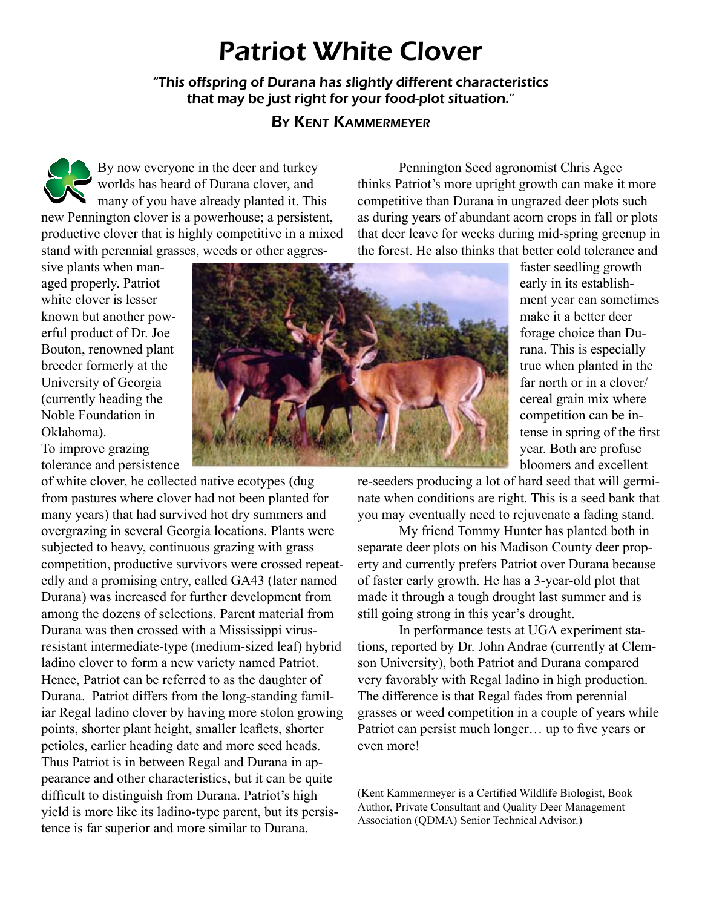# Patriot White Clover

*"This offspring of Durana has slightly different characteristics that may be just right for your food-plot situation."*

**By Kent Kammermeyer**

By now everyone in the deer and turkey worlds has heard of Durana clover, and many of you have already planted it. This new Pennington clover is a powerhouse; a persistent, productive clover that is highly competitive in a mixed stand with perennial grasses, weeds or other aggressive plants when managed properly. Patriot white clover is lesser known but another powerful product of Dr. Joe Bouton, renowned plant breeder formerly at the University of Georgia (currently heading the Noble Foundation in Oklahoma).

To improve grazing tolerance and persistence of white clover, he collected native ecotypes (dug from pastures where clover had not been planted for many years) that had survived hot dry summers and overgrazing in several Georgia locations. Plants were subjected to heavy, continuous grazing with grass competition, productive survivors were crossed repeatedly and a promising entry, called GA43 (later named Durana) was increased for further development from among the dozens of selections. Parent material from Durana was then crossed with a Mississippi virus-resistant intermediate-type (medium-sized leaf) hybrid ladino clover to form a new variety named Patriot. Hence, Patriot can be referred to as the daughter of Durana. Patriot differs from the long-standing familiar Regal ladino clover by having more stolon growing points, shorter plant height, smaller leaflets, shorter petioles, earlier heading date and more seed heads. Thus Patriot is in between Regal and Durana in appearance and other characteristics, but it can be quite difficult to distinguish from Durana. Patriot's high yield is more like its ladino-type parent, but its persistence is far superior and more similar to Durana.

Pennington Seed agronomist Chris Agee thinks Patriot's more upright growth can make it more competitive than Durana in ungrazed deer plots such as during years of abundant acorn crops in fall or plots that deer leave for weeks during mid-spring greenup in the forest. He also thinks that better cold tolerance and faster seedling growth early in its establishment year can sometimes make it a better deer forage choice than Durana. This is especially true when planted in the far north or in a clover/cereal grain mix where competition can be intense in spring of the first year. Both are profuse bloomers and excellent re-seeders producing a lot of hard seed that will germinate when conditions are right. This is a seed bank that you may eventually need to rejuvenate a fading stand.

My friend Tommy Hunter has planted both in separate deer plots on his Madison County deer property and currently prefers Patriot over Durana because of faster early growth. He has a 3-year-old plot that made it through a tough drought last summer and is still going strong in this year's drought.

In performance tests at UGA experiment stations, reported by Dr. John Andrae (currently at Clemson University), both Patriot and Durana compared very favorably with Regal ladino in high production. The difference is that Regal fades from perennial grasses or weed competition in a couple of years while Patriot can persist much longer… up to five years or even more!

(Kent Kammermeyer is a Certified Wildlife Biologist, Book Author, Private Consultant and Quality Deer Management Association (QDMA) Senior Technical Advisor.)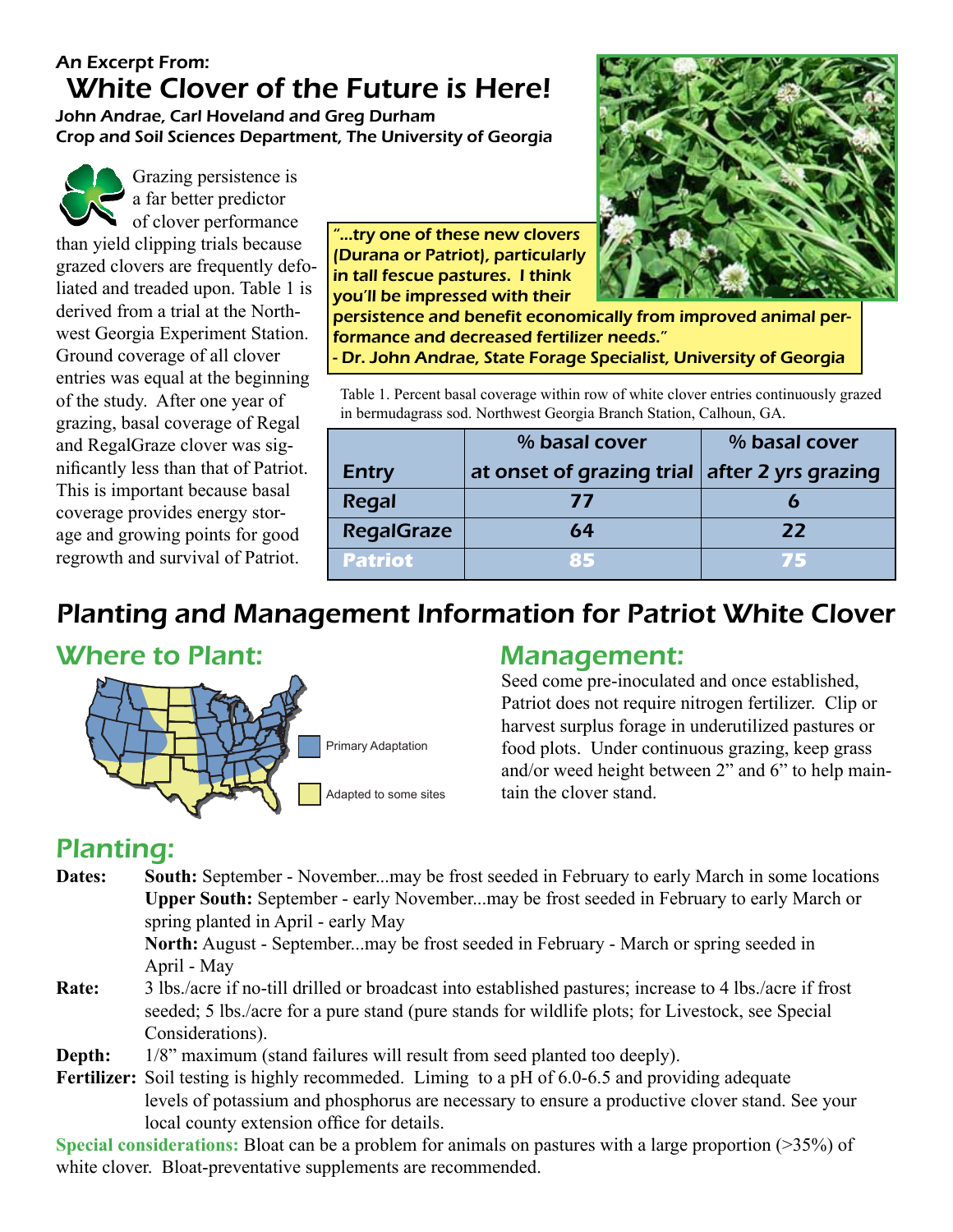An Excerpt From:

# White Clover of the Future is Here!

**John Andrae, Carl Hoveland and Greg Durham**
**Crop and Soil Sciences Department, The University of Georgia**

Grazing persistence is a far better predictor of clover performance than yield clipping trials because grazed clovers are frequently defoliated and treaded upon. Table 1 is derived from a trial at the Northwest Georgia Experiment Station. Ground coverage of all clover entries was equal at the beginning of the study. After one year of grazing, basal coverage of Regal and RegalGraze clover was significantly less than that of Patriot. This is important because basal coverage provides energy storage and growing points for good regrowth and survival of Patriot.

*"...try one of these new clovers (Durana or Patriot), particularly in tall fescue pastures. I think you'll be impressed with their persistence and benefit economically from improved animal performance and decreased fertilizer needs."*
*- Dr. John Andrae, State Forage Specialist, University of Georgia*

Table 1. Percent basal coverage within row of white clover entries continuously grazed in bermudagrass sod. Northwest Georgia Branch Station, Calhoun, GA.

| Entry | % basal cover at onset of grazing trial | % basal cover after 2 yrs grazing |
|---|---|---|
| Regal | 77 | 6 |
| RegalGraze | 64 | 22 |
| Patriot | 85 | 75 |

# Planting and Management Information for Patriot White Clover

## Where to Plant:

Primary Adaptation

Adapted to some sites

## Management:

Seed come pre-inoculated and once established, Patriot does not require nitrogen fertilizer. Clip or harvest surplus forage in underutilized pastures or food plots. Under continuous grazing, keep grass and/or weed height between 2" and 6" to help maintain the clover stand.

## Planting:

**Dates:** **South:** September - November...may be frost seeded in February to early March in some locations
**Upper South:** September - early November...may be frost seeded in February to early March or spring planted in April - early May
**North:** August - September...may be frost seeded in February - March or spring seeded in April - May

**Rate:** 3 lbs./acre if no-till drilled or broadcast into established pastures; increase to 4 lbs./acre if frost seeded; 5 lbs./acre for a pure stand (pure stands for wildlife plots; for Livestock, see Special Considerations).

**Depth:** 1/8" maximum (stand failures will result from seed planted too deeply).

**Fertilizer:** Soil testing is highly recommeded. Liming to a pH of 6.0-6.5 and providing adequate levels of potassium and phosphorus are necessary to ensure a productive clover stand. See your local county extension office for details.

**Special considerations:** Bloat can be a problem for animals on pastures with a large proportion (>35%) of white clover. Bloat-preventative supplements are recommended.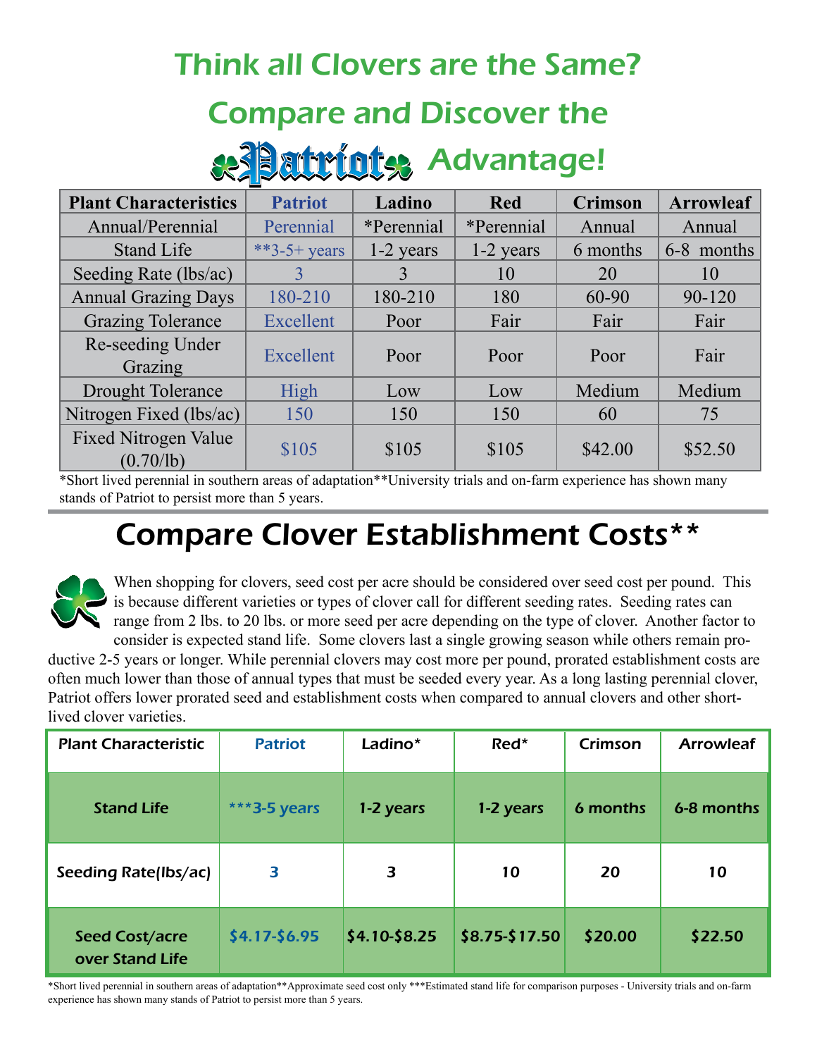# Think all Clovers are the Same?

# Compare and Discover the Patriot Advantage!

| Plant Characteristics | Patriot | Ladino | Red | Crimson | Arrowleaf |
|---|---|---|---|---|---|
| Annual/Perennial | Perennial | *Perennial | *Perennial | Annual | Annual |
| Stand Life | **3-5+ years | 1-2 years | 1-2 years | 6 months | 6-8 months |
| Seeding Rate (lbs/ac) | 3 | 3 | 10 | 20 | 10 |
| Annual Grazing Days | 180-210 | 180-210 | 180 | 60-90 | 90-120 |
| Grazing Tolerance | Excellent | Poor | Fair | Fair | Fair |
| Re-seeding Under Grazing | Excellent | Poor | Poor | Poor | Fair |
| Drought Tolerance | High | Low | Low | Medium | Medium |
| Nitrogen Fixed (lbs/ac) | 150 | 150 | 150 | 60 | 75 |
| Fixed Nitrogen Value (0.70/lb) | $105 | $105 | $105 | $42.00 | $52.50 |

*Short lived perennial in southern areas of adaptation**University trials and on-farm experience has shown many stands of Patriot to persist more than 5 years.

# Compare Clover Establishment Costs**

When shopping for clovers, seed cost per acre should be considered over seed cost per pound. This is because different varieties or types of clover call for different seeding rates. Seeding rates can range from 2 lbs. to 20 lbs. or more seed per acre depending on the type of clover. Another factor to consider is expected stand life. Some clovers last a single growing season while others remain productive 2-5 years or longer. While perennial clovers may cost more per pound, prorated establishment costs are often much lower than those of annual types that must be seeded every year. As a long lasting perennial clover, Patriot offers lower prorated seed and establishment costs when compared to annual clovers and other short-lived clover varieties.

| Plant Characteristic | Patriot | Ladino* | Red* | Crimson | Arrowleaf |
|---|---|---|---|---|---|
| Stand Life | ***3-5 years | 1-2 years | 1-2 years | 6 months | 6-8 months |
| Seeding Rate(lbs/ac) | 3 | 3 | 10 | 20 | 10 |
| Seed Cost/acre over Stand Life | $4.17-$6.95 | $4.10-$8.25 | $8.75-$17.50 | $20.00 | $22.50 |

*Short lived perennial in southern areas of adaptation**Approximate seed cost only ***Estimated stand life for comparison purposes - University trials and on-farm experience has shown many stands of Patriot to persist more than 5 years.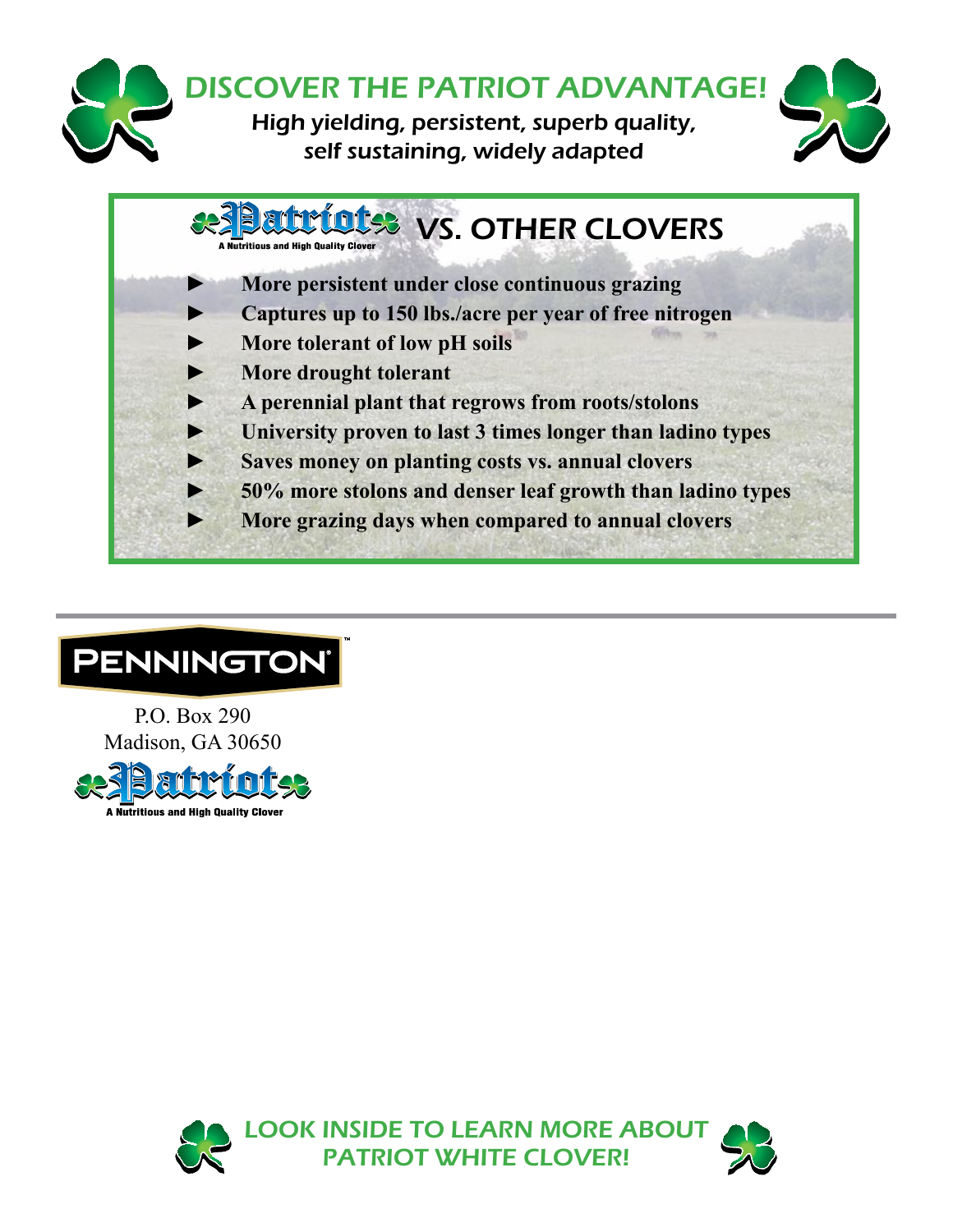# DISCOVER THE PATRIOT ADVANTAGE!

*High yielding, persistent, superb quality, self sustaining, widely adapted*

## Patriot VS. OTHER CLOVERS

A Nutritious and High Quality Clover

- **More persistent under close continuous grazing**
- **Captures up to 150 lbs./acre per year of free nitrogen**
- **More tolerant of low pH soils**
- **More drought tolerant**
- **A perennial plant that regrows from roots/stolons**
- **University proven to last 3 times longer than ladino types**
- **Saves money on planting costs vs. annual clovers**
- **50% more stolons and denser leaf growth than ladino types**
- **More grazing days when compared to annual clovers**

---

PENNINGTON

P.O. Box 290
Madison, GA 30650

Patriot
A Nutritious and High Quality Clover

LOOK INSIDE TO LEARN MORE ABOUT PATRIOT WHITE CLOVER!